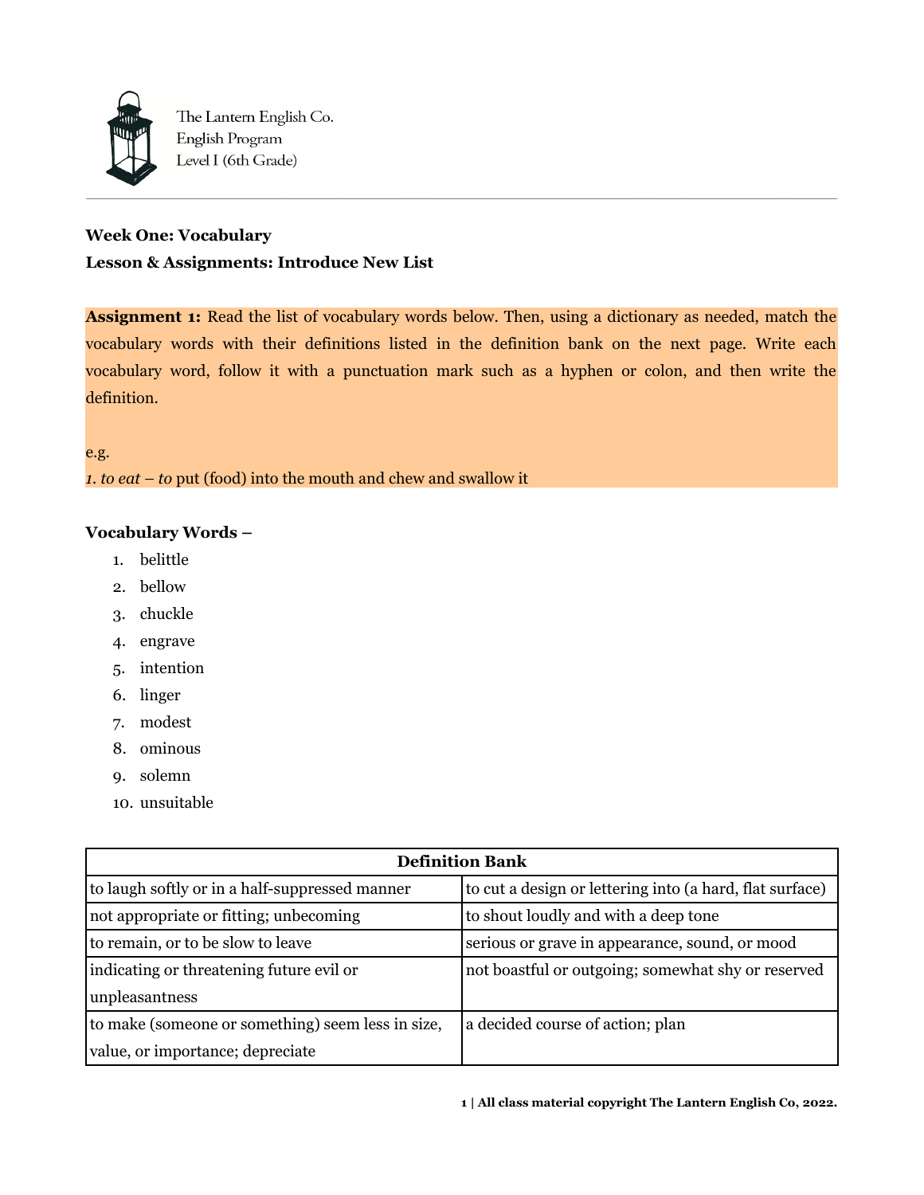The Lantern English Co.
English Program
Level I (6th Grade)

---

**Week One: Vocabulary**

**Lesson & Assignments: Introduce New List**

**Assignment 1:** Read the list of vocabulary words below. Then, using a dictionary as needed, match the vocabulary words with their definitions listed in the definition bank on the next page. Write each vocabulary word, follow it with a punctuation mark such as a hyphen or colon, and then write the definition.

e.g.
*1. to eat – to* put (food) into the mouth and chew and swallow it

**Vocabulary Words –**

1. belittle
2. bellow
3. chuckle
4. engrave
5. intention
6. linger
7. modest
8. ominous
9. solemn
10. unsuitable

| Definition Bank | |
|---|---|
| to laugh softly or in a half-suppressed manner | to cut a design or lettering into (a hard, flat surface) |
| not appropriate or fitting; unbecoming | to shout loudly and with a deep tone |
| to remain, or to be slow to leave | serious or grave in appearance, sound, or mood |
| indicating or threatening future evil or unpleasantness | not boastful or outgoing; somewhat shy or reserved |
| to make (someone or something) seem less in size, value, or importance; depreciate | a decided course of action; plan |

**All class material copyright The Lantern English Co, 2022.**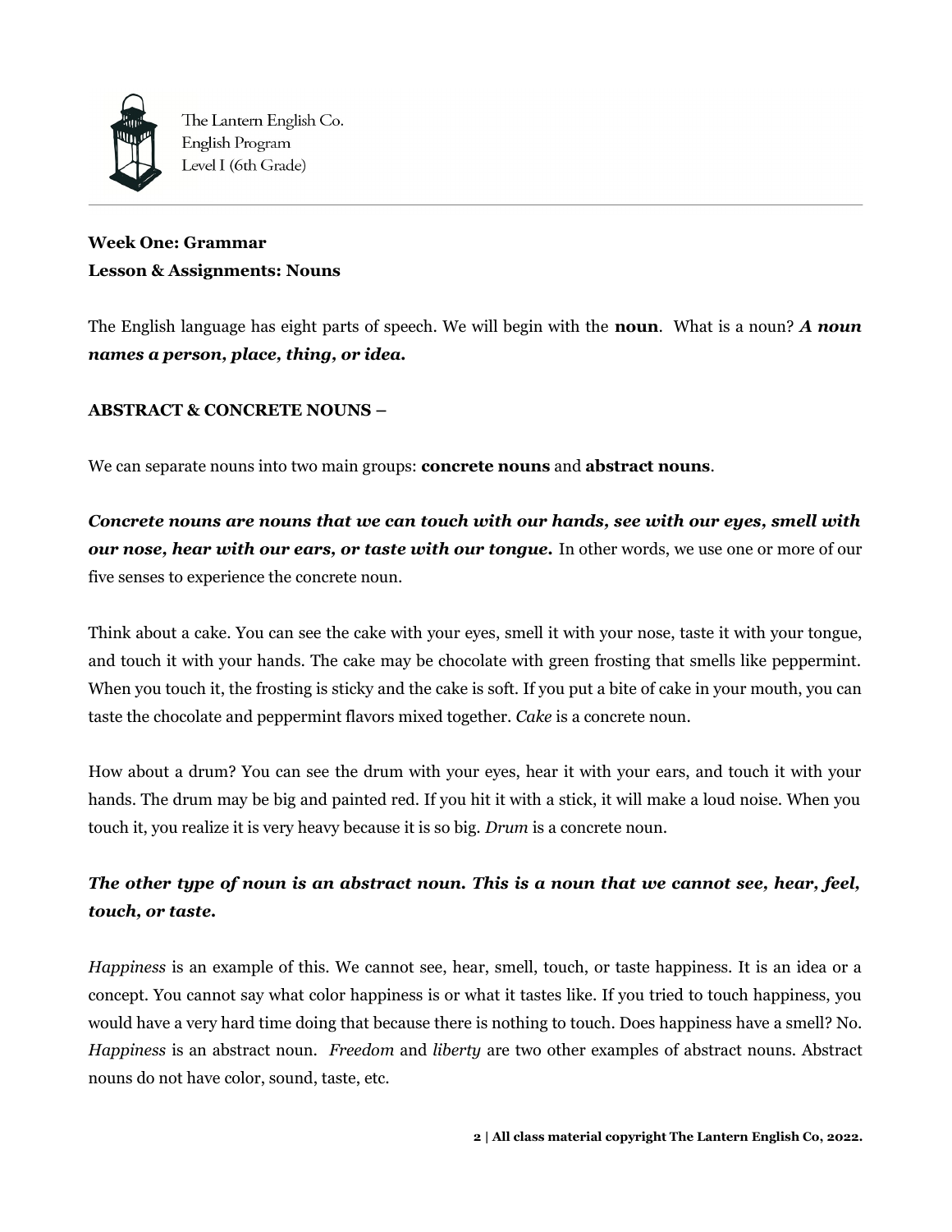**Week One: Grammar**
**Lesson & Assignments: Nouns**

The English language has eight parts of speech. We will begin with the **noun**. What is a noun? ***A noun names a person, place, thing, or idea.***

**ABSTRACT & CONCRETE NOUNS –**

We can separate nouns into two main groups: **concrete nouns** and **abstract nouns**.

***Concrete nouns are nouns that we can touch with our hands, see with our eyes, smell with our nose, hear with our ears, or taste with our tongue.*** In other words, we use one or more of our five senses to experience the concrete noun.

Think about a cake. You can see the cake with your eyes, smell it with your nose, taste it with your tongue, and touch it with your hands. The cake may be chocolate with green frosting that smells like peppermint. When you touch it, the frosting is sticky and the cake is soft. If you put a bite of cake in your mouth, you can taste the chocolate and peppermint flavors mixed together. *Cake* is a concrete noun.

How about a drum? You can see the drum with your eyes, hear it with your ears, and touch it with your hands. The drum may be big and painted red. If you hit it with a stick, it will make a loud noise. When you touch it, you realize it is very heavy because it is so big. *Drum* is a concrete noun.

***The other type of noun is an abstract noun. This is a noun that we cannot see, hear, feel, touch, or taste.***

*Happiness* is an example of this. We cannot see, hear, smell, touch, or taste happiness. It is an idea or a concept. You cannot say what color happiness is or what it tastes like. If you tried to touch happiness, you would have a very hard time doing that because there is nothing to touch. Does happiness have a smell? No. *Happiness* is an abstract noun. *Freedom* and *liberty* are two other examples of abstract nouns. Abstract nouns do not have color, sound, taste, etc.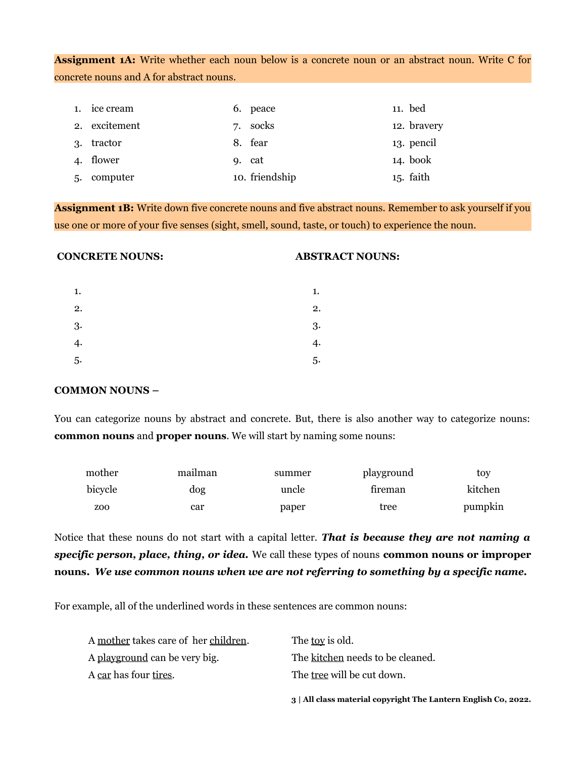**Assignment 1A:** Write whether each noun below is a concrete noun or an abstract noun. Write C for concrete nouns and A for abstract nouns.

1. ice cream
2. excitement
3. tractor
4. flower
5. computer
6. peace
7. socks
8. fear
9. cat
10. friendship
11. bed
12. bravery
13. pencil
14. book
15. faith

**Assignment 1B:** Write down five concrete nouns and five abstract nouns. Remember to ask yourself if you use one or more of your five senses (sight, smell, sound, taste, or touch) to experience the noun.

**CONCRETE NOUNS:**

1.
2.
3.
4.
5.

**ABSTRACT NOUNS:**

1.
2.
3.
4.
5.

**COMMON NOUNS –**

You can categorize nouns by abstract and concrete. But, there is also another way to categorize nouns: **common nouns** and **proper nouns**. We will start by naming some nouns:

| | | | | |
|---|---|---|---|---|
| mother | mailman | summer | playground | toy |
| bicycle | dog | uncle | fireman | kitchen |
| zoo | car | paper | tree | pumpkin |

Notice that these nouns do not start with a capital letter. ***That is because they are not naming a specific person, place, thing, or idea.*** We call these types of nouns **common nouns or improper nouns.** ***We use common nouns when we are not referring to something by a specific name.***

For example, all of the underlined words in these sentences are common nouns:

A <u>mother</u> takes care of her <u>children</u>.
A <u>playground</u> can be very big.
A <u>car</u> has four <u>tires</u>.

The <u>toy</u> is old.
The <u>kitchen</u> needs to be cleaned.
The <u>tree</u> will be cut down.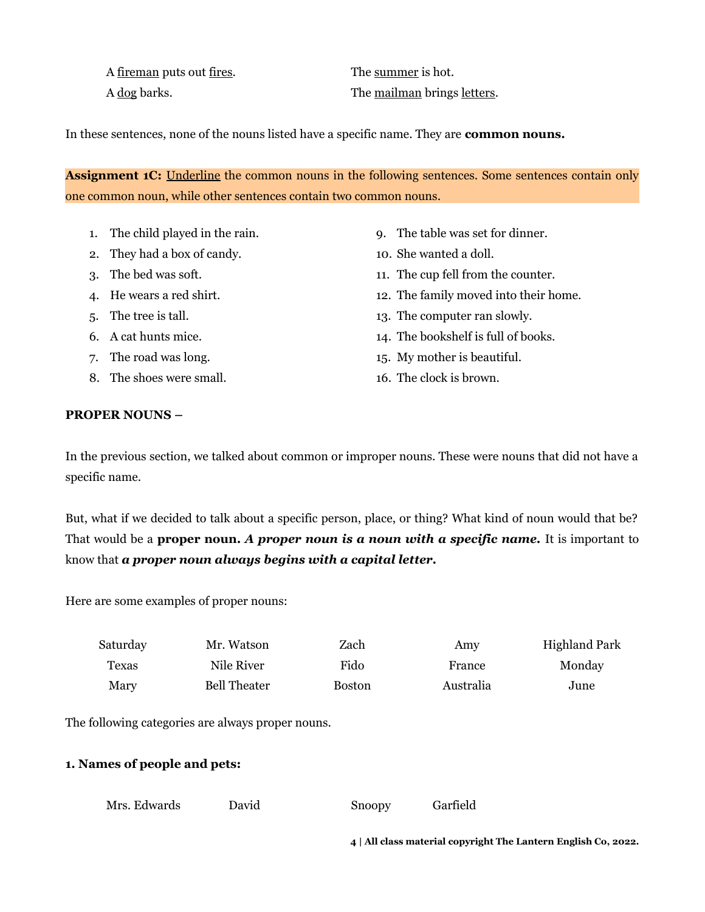A <u>fireman</u> puts out <u>fires</u>.

A <u>dog</u> barks.

The <u>summer</u> is hot.

The <u>mailman</u> brings <u>letters</u>.

In these sentences, none of the nouns listed have a specific name. They are **common nouns.**

**Assignment 1C:** <u>Underline</u> the common nouns in the following sentences. Some sentences contain only one common noun, while other sentences contain two common nouns.

1. The child played in the rain.
2. They had a box of candy.
3. The bed was soft.
4. He wears a red shirt.
5. The tree is tall.
6. A cat hunts mice.
7. The road was long.
8. The shoes were small.
9. The table was set for dinner.
10. She wanted a doll.
11. The cup fell from the counter.
12. The family moved into their home.
13. The computer ran slowly.
14. The bookshelf is full of books.
15. My mother is beautiful.
16. The clock is brown.

**PROPER NOUNS –**

In the previous section, we talked about common or improper nouns. These were nouns that did not have a specific name.

But, what if we decided to talk about a specific person, place, or thing? What kind of noun would that be? That would be a **proper noun.** ***A proper noun is a noun with a specific name.*** It is important to know that ***a proper noun always begins with a capital letter.***

Here are some examples of proper nouns:

| | | | | |
|---|---|---|---|---|
| Saturday | Mr. Watson | Zach | Amy | Highland Park |
| Texas | Nile River | Fido | France | Monday |
| Mary | Bell Theater | Boston | Australia | June |

The following categories are always proper nouns.

**1. Names of people and pets:**

Mrs. Edwards    David    Snoopy    Garfield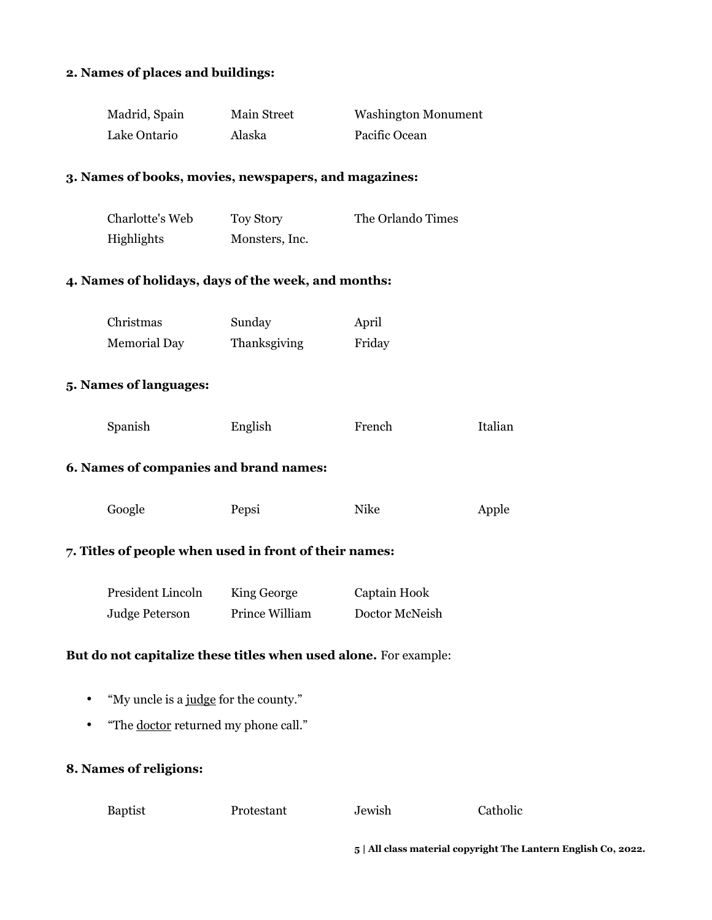**2. Names of places and buildings:**

| | | |
|---|---|---|
| Madrid, Spain | Main Street | Washington Monument |
| Lake Ontario | Alaska | Pacific Ocean |

**3. Names of books, movies, newspapers, and magazines:**

| | | |
|---|---|---|
| Charlotte's Web | Toy Story | The Orlando Times |
| Highlights | Monsters, Inc. | |

**4. Names of holidays, days of the week, and months:**

| | | |
|---|---|---|
| Christmas | Sunday | April |
| Memorial Day | Thanksgiving | Friday |

**5. Names of languages:**

| | | | |
|---|---|---|---|
| Spanish | English | French | Italian |

**6. Names of companies and brand names:**

| | | | |
|---|---|---|---|
| Google | Pepsi | Nike | Apple |

**7. Titles of people when used in front of their names:**

| | | |
|---|---|---|
| President Lincoln | King George | Captain Hook |
| Judge Peterson | Prince William | Doctor McNeish |

**But do not capitalize these titles when used alone.** For example:

- "My uncle is a judge for the county."
- "The doctor returned my phone call."

**8. Names of religions:**

| | | | |
|---|---|---|---|
| Baptist | Protestant | Jewish | Catholic |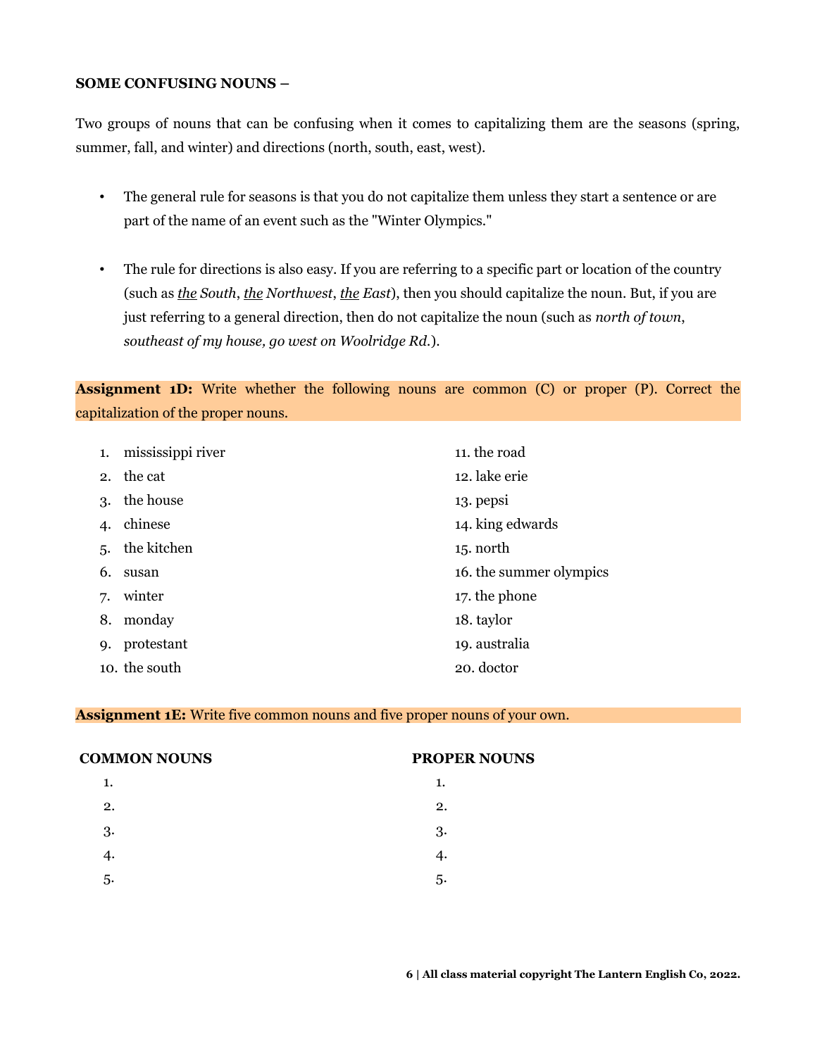**SOME CONFUSING NOUNS –**

Two groups of nouns that can be confusing when it comes to capitalizing them are the seasons (spring, summer, fall, and winter) and directions (north, south, east, west).

- The general rule for seasons is that you do not capitalize them unless they start a sentence or are part of the name of an event such as the "Winter Olympics."

- The rule for directions is also easy. If you are referring to a specific part or location of the country (such as *the South*, *the Northwest*, *the East*), then you should capitalize the noun. But, if you are just referring to a general direction, then do not capitalize the noun (such as *north of town*, *southeast of my house, go west on Woolridge Rd.*).

**Assignment 1D:** Write whether the following nouns are common (C) or proper (P). Correct the capitalization of the proper nouns.

1. mississippi river
2. the cat
3. the house
4. chinese
5. the kitchen
6. susan
7. winter
8. monday
9. protestant
10. the south
11. the road
12. lake erie
13. pepsi
14. king edwards
15. north
16. the summer olympics
17. the phone
18. taylor
19. australia
20. doctor

**Assignment 1E:** Write five common nouns and five proper nouns of your own.

**COMMON NOUNS**

1.
2.
3.
4.
5.

**PROPER NOUNS**

1.
2.
3.
4.
5.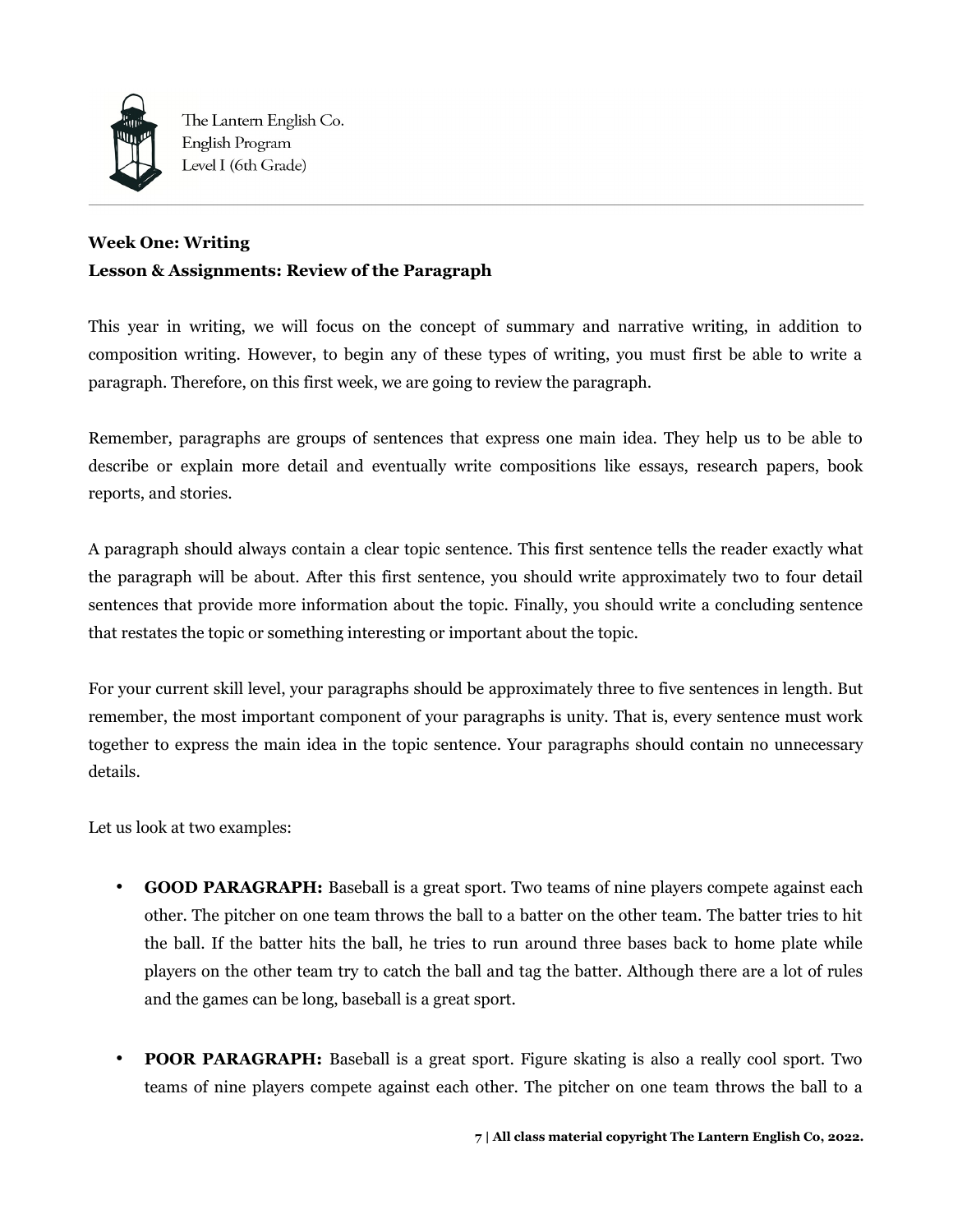**Week One: Writing**
**Lesson & Assignments: Review of the Paragraph**

This year in writing, we will focus on the concept of summary and narrative writing, in addition to composition writing. However, to begin any of these types of writing, you must first be able to write a paragraph. Therefore, on this first week, we are going to review the paragraph.

Remember, paragraphs are groups of sentences that express one main idea. They help us to be able to describe or explain more detail and eventually write compositions like essays, research papers, book reports, and stories.

A paragraph should always contain a clear topic sentence. This first sentence tells the reader exactly what the paragraph will be about. After this first sentence, you should write approximately two to four detail sentences that provide more information about the topic. Finally, you should write a concluding sentence that restates the topic or something interesting or important about the topic.

For your current skill level, your paragraphs should be approximately three to five sentences in length. But remember, the most important component of your paragraphs is unity. That is, every sentence must work together to express the main idea in the topic sentence. Your paragraphs should contain no unnecessary details.

Let us look at two examples:

- **GOOD PARAGRAPH:** Baseball is a great sport. Two teams of nine players compete against each other. The pitcher on one team throws the ball to a batter on the other team. The batter tries to hit the ball. If the batter hits the ball, he tries to run around three bases back to home plate while players on the other team try to catch the ball and tag the batter. Although there are a lot of rules and the games can be long, baseball is a great sport.

- **POOR PARAGRAPH:** Baseball is a great sport. Figure skating is also a really cool sport. Two teams of nine players compete against each other. The pitcher on one team throws the ball to a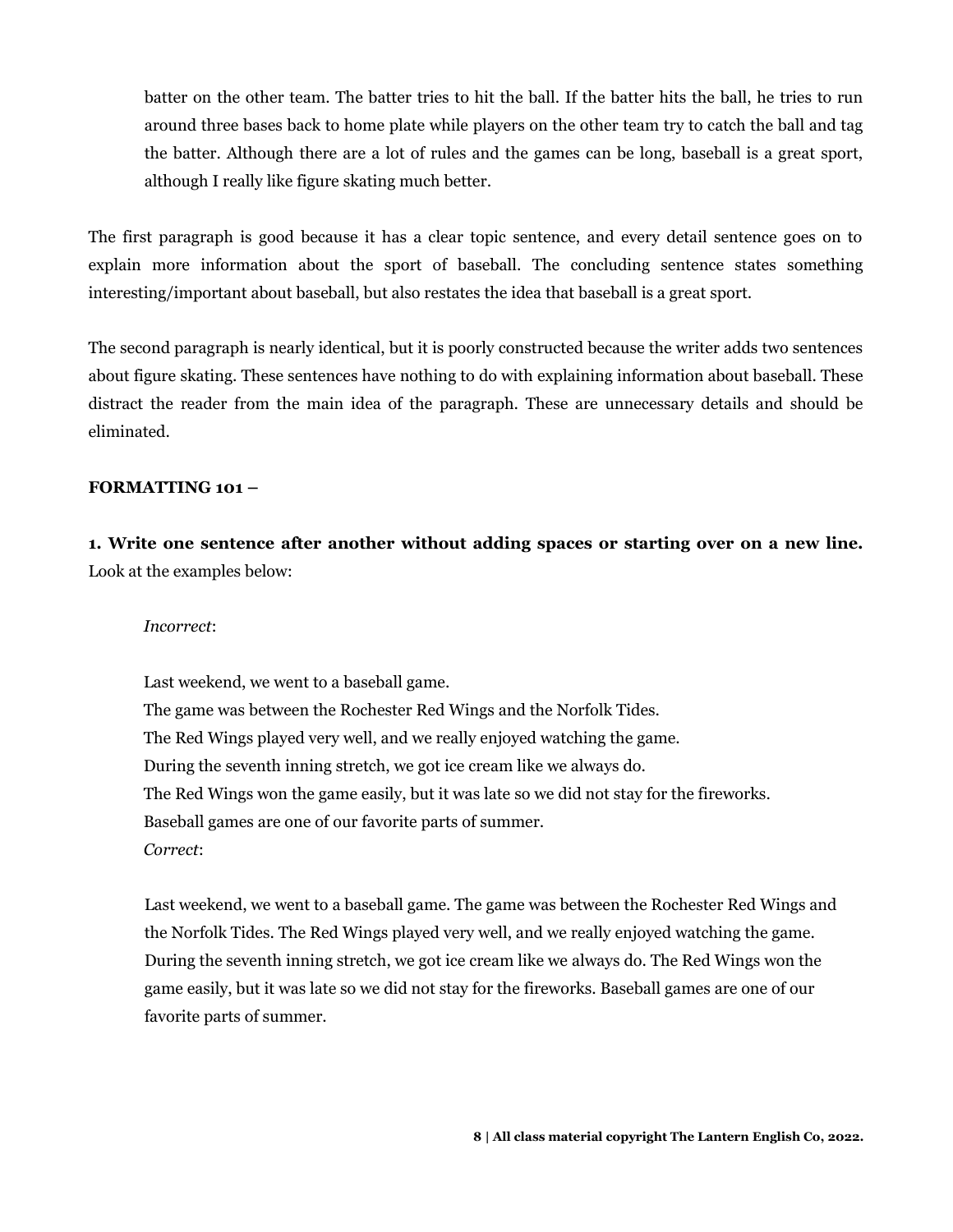batter on the other team. The batter tries to hit the ball. If the batter hits the ball, he tries to run around three bases back to home plate while players on the other team try to catch the ball and tag the batter. Although there are a lot of rules and the games can be long, baseball is a great sport, although I really like figure skating much better.

The first paragraph is good because it has a clear topic sentence, and every detail sentence goes on to explain more information about the sport of baseball. The concluding sentence states something interesting/important about baseball, but also restates the idea that baseball is a great sport.

The second paragraph is nearly identical, but it is poorly constructed because the writer adds two sentences about figure skating. These sentences have nothing to do with explaining information about baseball. These distract the reader from the main idea of the paragraph. These are unnecessary details and should be eliminated.

**FORMATTING 101 –**

**1. Write one sentence after another without adding spaces or starting over on a new line.** Look at the examples below:

> *Incorrect*:
>
> Last weekend, we went to a baseball game.  
> The game was between the Rochester Red Wings and the Norfolk Tides.  
> The Red Wings played very well, and we really enjoyed watching the game.  
> During the seventh inning stretch, we got ice cream like we always do.  
> The Red Wings won the game easily, but it was late so we did not stay for the fireworks.  
> Baseball games are one of our favorite parts of summer.  
> *Correct*:
>
> Last weekend, we went to a baseball game. The game was between the Rochester Red Wings and the Norfolk Tides. The Red Wings played very well, and we really enjoyed watching the game. During the seventh inning stretch, we got ice cream like we always do. The Red Wings won the game easily, but it was late so we did not stay for the fireworks. Baseball games are one of our favorite parts of summer.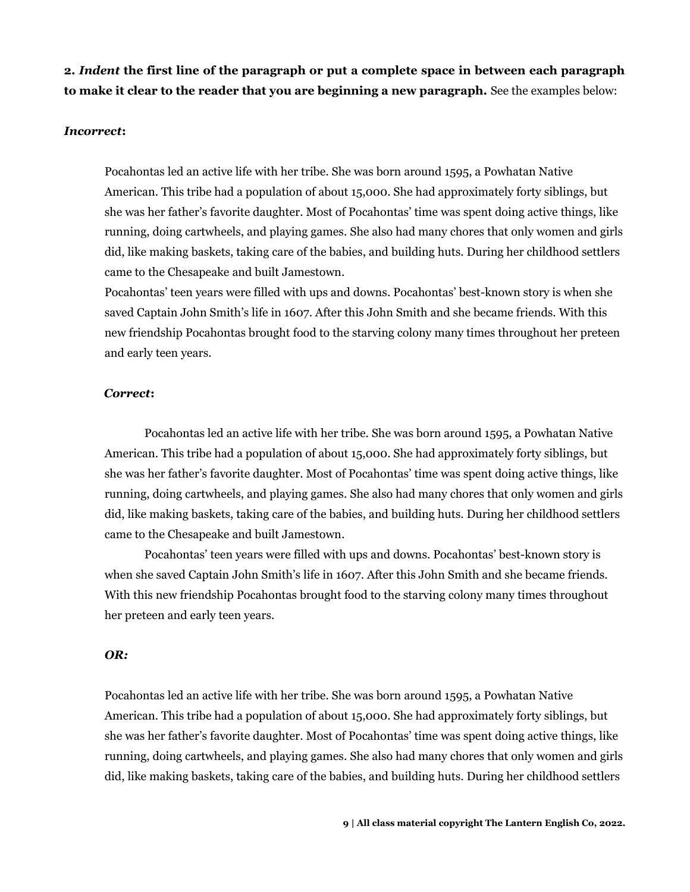**2. *Indent* the first line of the paragraph or put a complete space in between each paragraph to make it clear to the reader that you are beginning a new paragraph.** See the examples below:

***Incorrect*:**

> Pocahontas led an active life with her tribe. She was born around 1595, a Powhatan Native American. This tribe had a population of about 15,000. She had approximately forty siblings, but she was her father's favorite daughter. Most of Pocahontas' time was spent doing active things, like running, doing cartwheels, and playing games. She also had many chores that only women and girls did, like making baskets, taking care of the babies, and building huts. During her childhood settlers came to the Chesapeake and built Jamestown.
> Pocahontas' teen years were filled with ups and downs. Pocahontas' best-known story is when she saved Captain John Smith's life in 1607. After this John Smith and she became friends. With this new friendship Pocahontas brought food to the starving colony many times throughout her preteen and early teen years.

***Correct*:**

> &emsp;&emsp;Pocahontas led an active life with her tribe. She was born around 1595, a Powhatan Native American. This tribe had a population of about 15,000. She had approximately forty siblings, but she was her father's favorite daughter. Most of Pocahontas' time was spent doing active things, like running, doing cartwheels, and playing games. She also had many chores that only women and girls did, like making baskets, taking care of the babies, and building huts. During her childhood settlers came to the Chesapeake and built Jamestown.
> &emsp;&emsp;Pocahontas' teen years were filled with ups and downs. Pocahontas' best-known story is when she saved Captain John Smith's life in 1607. After this John Smith and she became friends. With this new friendship Pocahontas brought food to the starving colony many times throughout her preteen and early teen years.

***OR:***

> Pocahontas led an active life with her tribe. She was born around 1595, a Powhatan Native American. This tribe had a population of about 15,000. She had approximately forty siblings, but she was her father's favorite daughter. Most of Pocahontas' time was spent doing active things, like running, doing cartwheels, and playing games. She also had many chores that only women and girls did, like making baskets, taking care of the babies, and building huts. During her childhood settlers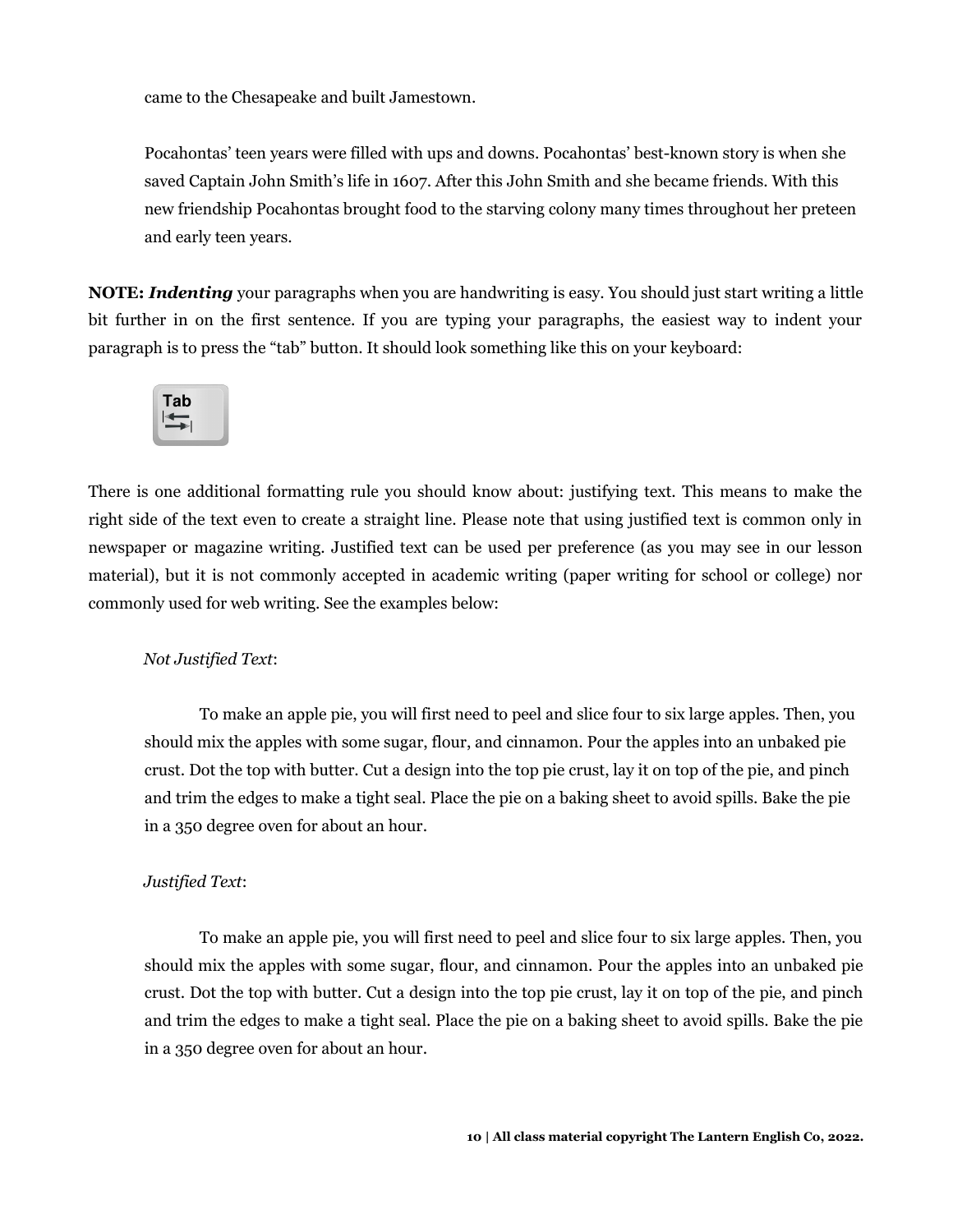came to the Chesapeake and built Jamestown.

Pocahontas' teen years were filled with ups and downs. Pocahontas' best-known story is when she saved Captain John Smith's life in 1607. After this John Smith and she became friends. With this new friendship Pocahontas brought food to the starving colony many times throughout her preteen and early teen years.

**NOTE:** ***Indenting*** your paragraphs when you are handwriting is easy. You should just start writing a little bit further in on the first sentence. If you are typing your paragraphs, the easiest way to indent your paragraph is to press the "tab" button. It should look something like this on your keyboard:

There is one additional formatting rule you should know about: justifying text. This means to make the right side of the text even to create a straight line. Please note that using justified text is common only in newspaper or magazine writing. Justified text can be used per preference (as you may see in our lesson material), but it is not commonly accepted in academic writing (paper writing for school or college) nor commonly used for web writing. See the examples below:

*Not Justified Text*:

To make an apple pie, you will first need to peel and slice four to six large apples. Then, you should mix the apples with some sugar, flour, and cinnamon. Pour the apples into an unbaked pie crust. Dot the top with butter. Cut a design into the top pie crust, lay it on top of the pie, and pinch and trim the edges to make a tight seal. Place the pie on a baking sheet to avoid spills. Bake the pie in a 350 degree oven for about an hour.

*Justified Text*:

To make an apple pie, you will first need to peel and slice four to six large apples. Then, you should mix the apples with some sugar, flour, and cinnamon. Pour the apples into an unbaked pie crust. Dot the top with butter. Cut a design into the top pie crust, lay it on top of the pie, and pinch and trim the edges to make a tight seal. Place the pie on a baking sheet to avoid spills. Bake the pie in a 350 degree oven for about an hour.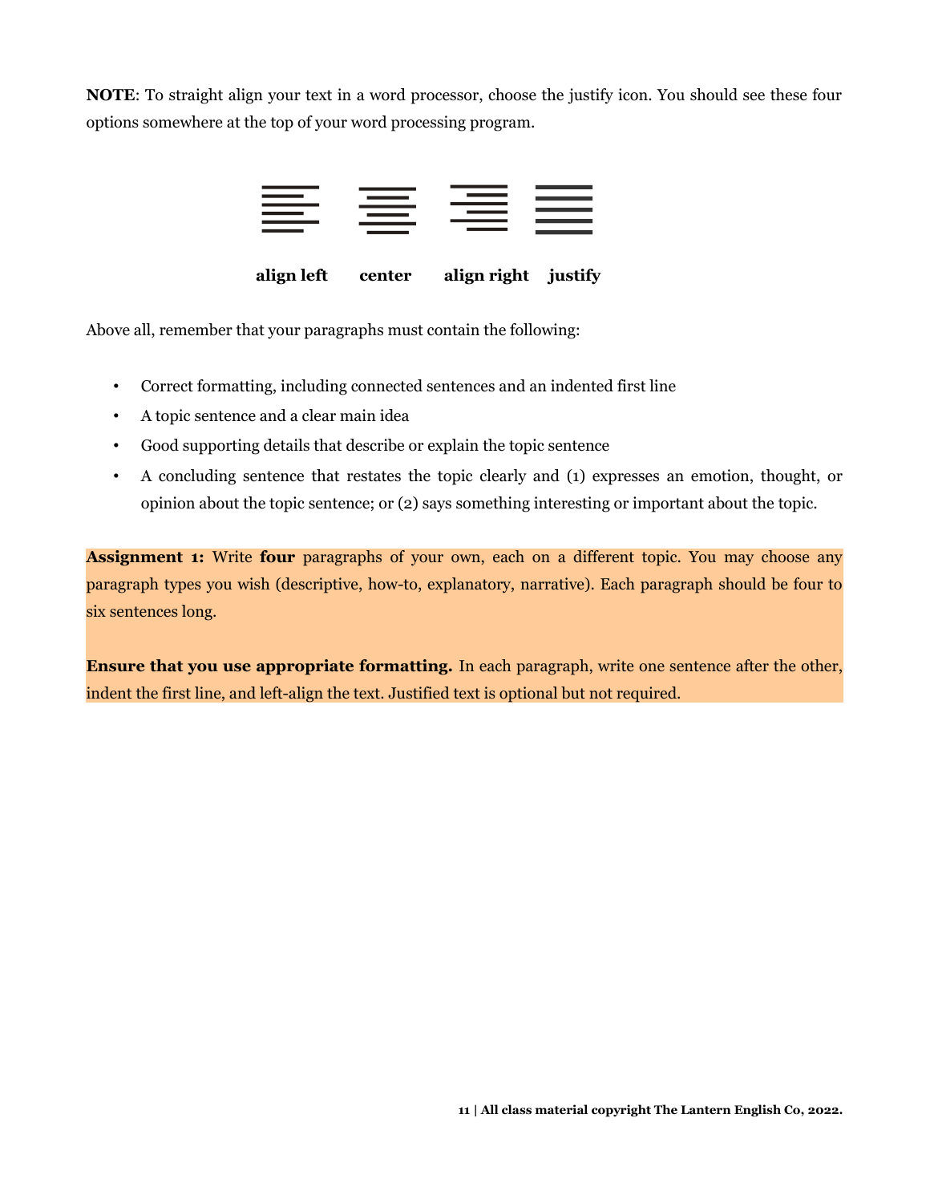**NOTE**: To straight align your text in a word processor, choose the justify icon. You should see these four options somewhere at the top of your word processing program.

**align left** **center** **align right** **justify**

Above all, remember that your paragraphs must contain the following:

- Correct formatting, including connected sentences and an indented first line
- A topic sentence and a clear main idea
- Good supporting details that describe or explain the topic sentence
- A concluding sentence that restates the topic clearly and (1) expresses an emotion, thought, or opinion about the topic sentence; or (2) says something interesting or important about the topic.

**Assignment 1:** Write **four** paragraphs of your own, each on a different topic. You may choose any paragraph types you wish (descriptive, how-to, explanatory, narrative). Each paragraph should be four to six sentences long.

**Ensure that you use appropriate formatting.** In each paragraph, write one sentence after the other, indent the first line, and left-align the text. Justified text is optional but not required.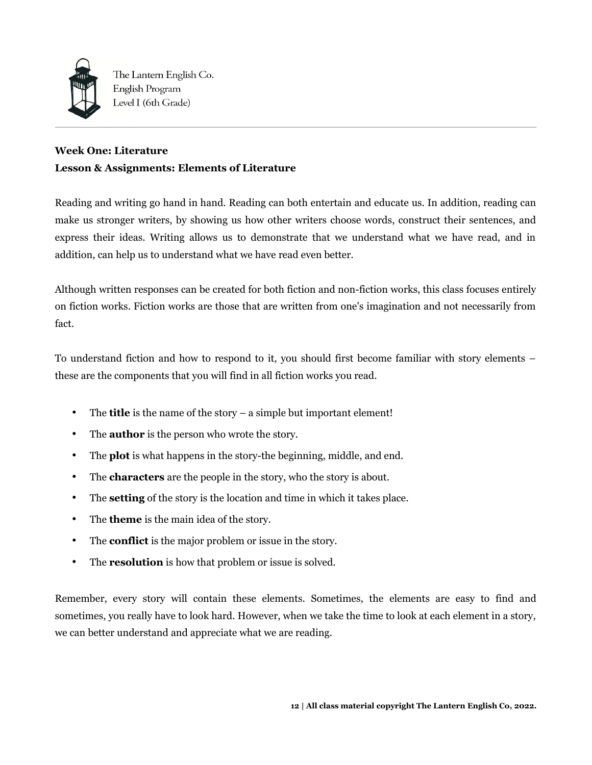**Week One: Literature**
**Lesson & Assignments: Elements of Literature**

Reading and writing go hand in hand. Reading can both entertain and educate us. In addition, reading can make us stronger writers, by showing us how other writers choose words, construct their sentences, and express their ideas. Writing allows us to demonstrate that we understand what we have read, and in addition, can help us to understand what we have read even better.

Although written responses can be created for both fiction and non-fiction works, this class focuses entirely on fiction works. Fiction works are those that are written from one's imagination and not necessarily from fact.

To understand fiction and how to respond to it, you should first become familiar with story elements – these are the components that you will find in all fiction works you read.

- The **title** is the name of the story – a simple but important element!
- The **author** is the person who wrote the story.
- The **plot** is what happens in the story-the beginning, middle, and end.
- The **characters** are the people in the story, who the story is about.
- The **setting** of the story is the location and time in which it takes place.
- The **theme** is the main idea of the story.
- The **conflict** is the major problem or issue in the story.
- The **resolution** is how that problem or issue is solved.

Remember, every story will contain these elements. Sometimes, the elements are easy to find and sometimes, you really have to look hard. However, when we take the time to look at each element in a story, we can better understand and appreciate what we are reading.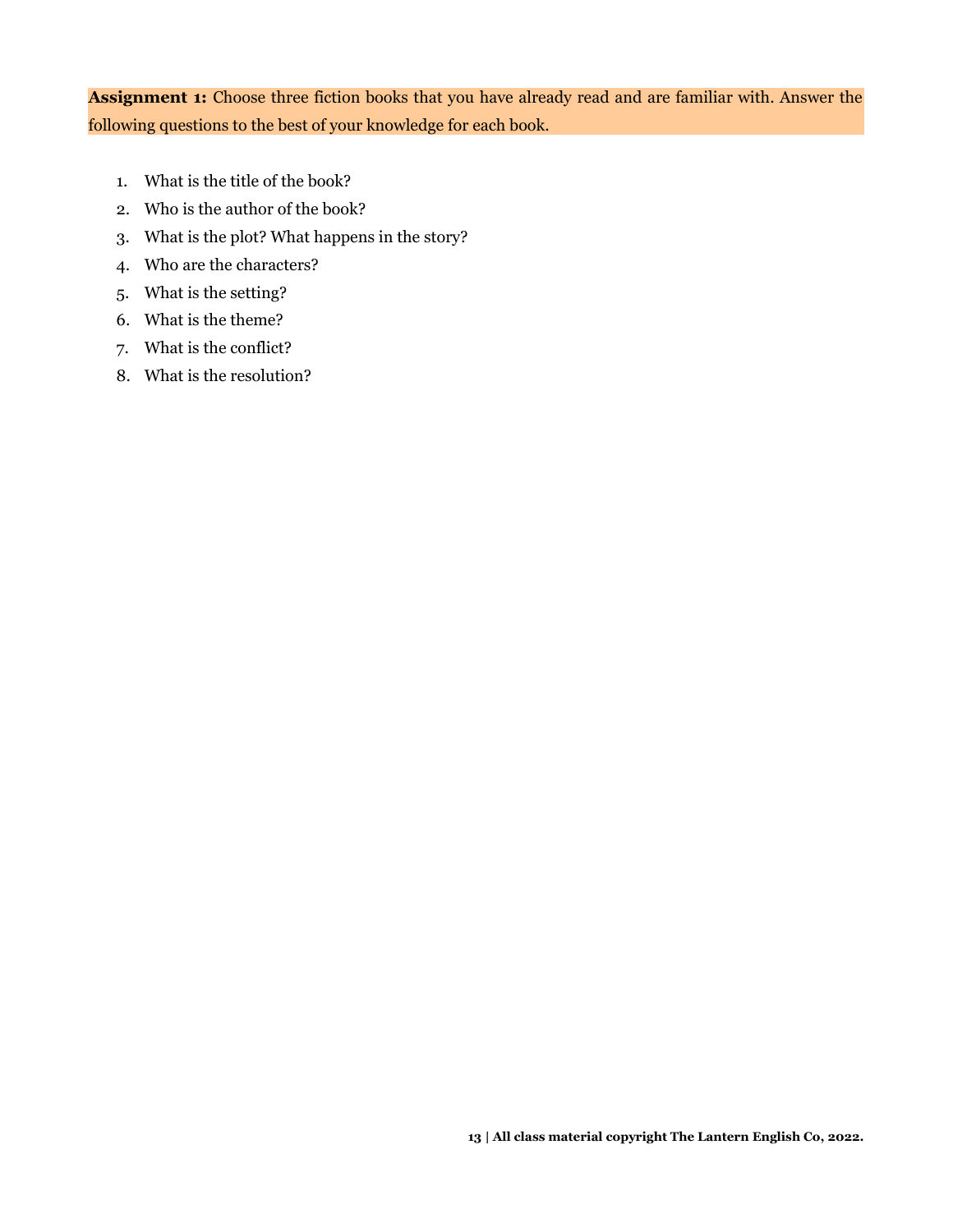**Assignment 1:** Choose three fiction books that you have already read and are familiar with. Answer the following questions to the best of your knowledge for each book.

1. What is the title of the book?
2. Who is the author of the book?
3. What is the plot? What happens in the story?
4. Who are the characters?
5. What is the setting?
6. What is the theme?
7. What is the conflict?
8. What is the resolution?